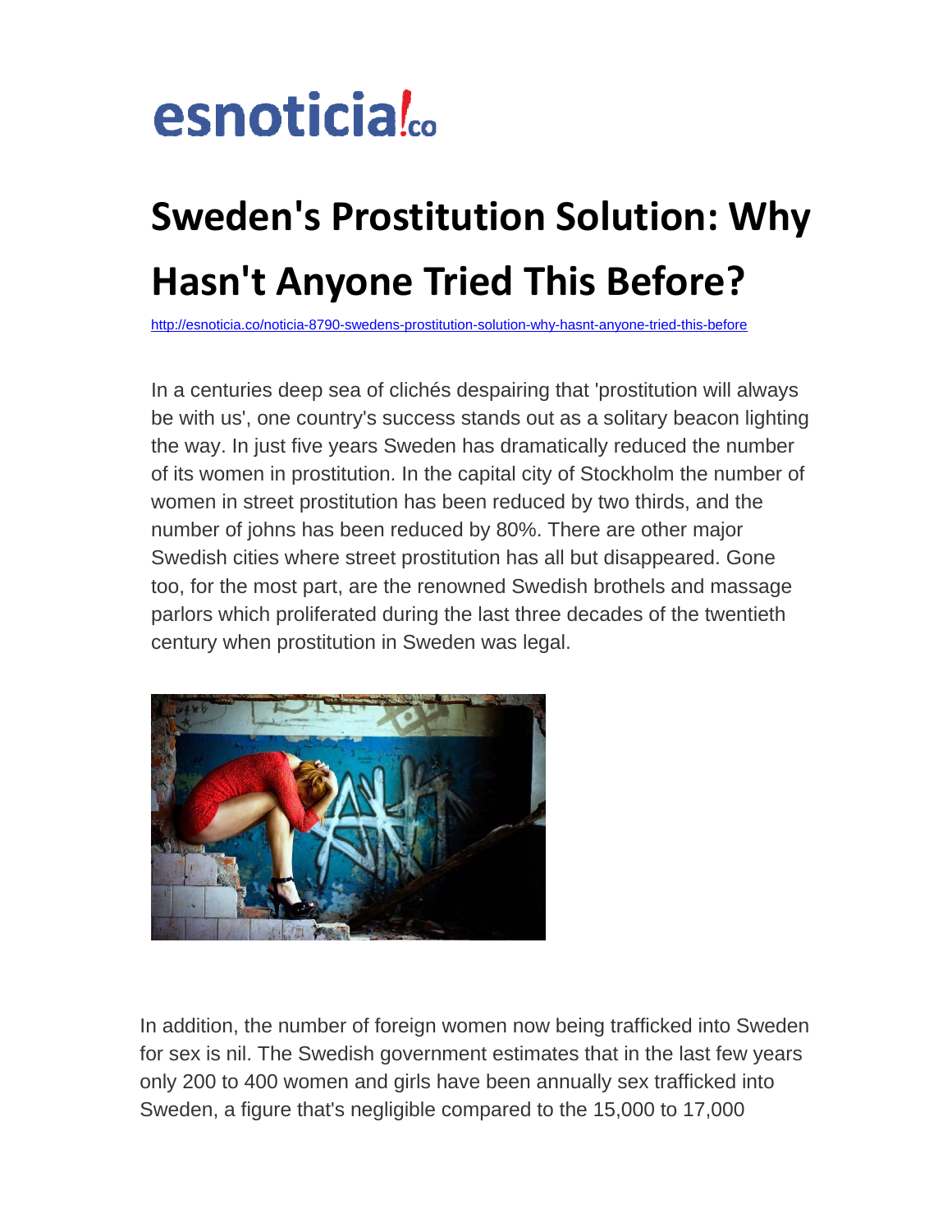esnoticia!co

# Sweden's Prostitution Solution: Why Hasn't Anyone Tried This Before?

http://esnoticia.co/noticia-8790-swedens-prostitution-solution-why-hasnt-anyone-tried-this-before

In a centuries deep sea of clichés despairing that 'prostitution will always be with us', one country's success stands out as a solitary beacon lighting the way. In just five years Sweden has dramatically reduced the number of its women in prostitution. In the capital city of Stockholm the number of women in street prostitution has been reduced by two thirds, and the number of johns has been reduced by 80%. There are other major Swedish cities where street prostitution has all but disappeared. Gone too, for the most part, are the renowned Swedish brothels and massage parlors which proliferated during the last three decades of the twentieth century when prostitution in Sweden was legal.

In addition, the number of foreign women now being trafficked into Sweden for sex is nil. The Swedish government estimates that in the last few years only 200 to 400 women and girls have been annually sex trafficked into Sweden, a figure that's negligible compared to the 15,000 to 17,000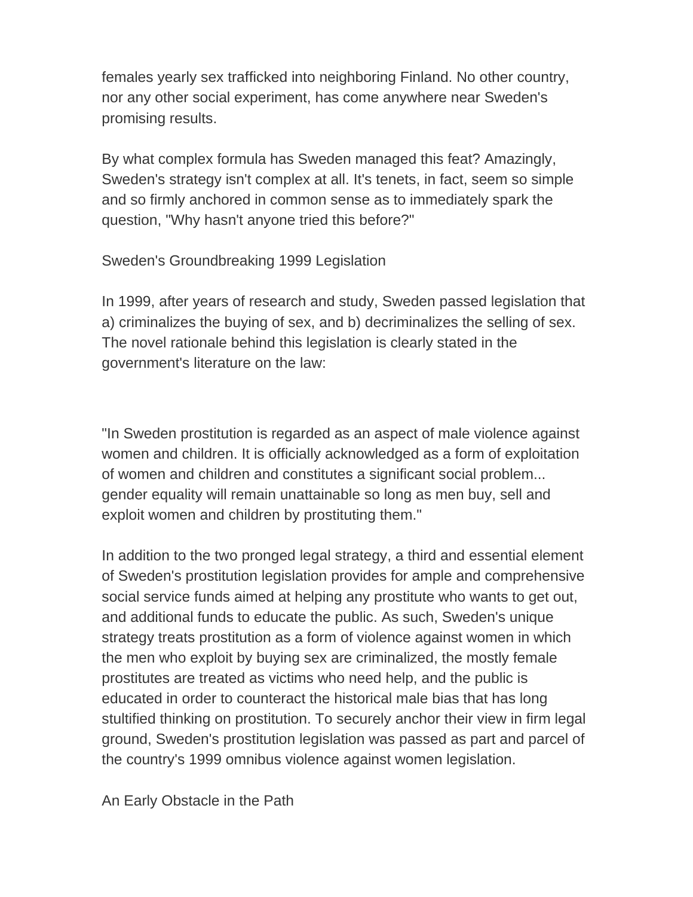females yearly sex trafficked into neighboring Finland. No other country, nor any other social experiment, has come anywhere near Sweden's promising results.

By what complex formula has Sweden managed this feat? Amazingly, Sweden's strategy isn't complex at all. It's tenets, in fact, seem so simple and so firmly anchored in common sense as to immediately spark the question, "Why hasn't anyone tried this before?"

## Sweden's Groundbreaking 1999 Legislation

In 1999, after years of research and study, Sweden passed legislation that a) criminalizes the buying of sex, and b) decriminalizes the selling of sex. The novel rationale behind this legislation is clearly stated in the government's literature on the law:

"In Sweden prostitution is regarded as an aspect of male violence against women and children. It is officially acknowledged as a form of exploitation of women and children and constitutes a significant social problem... gender equality will remain unattainable so long as men buy, sell and exploit women and children by prostituting them."

In addition to the two pronged legal strategy, a third and essential element of Sweden's prostitution legislation provides for ample and comprehensive social service funds aimed at helping any prostitute who wants to get out, and additional funds to educate the public. As such, Sweden's unique strategy treats prostitution as a form of violence against women in which the men who exploit by buying sex are criminalized, the mostly female prostitutes are treated as victims who need help, and the public is educated in order to counteract the historical male bias that has long stultified thinking on prostitution. To securely anchor their view in firm legal ground, Sweden's prostitution legislation was passed as part and parcel of the country's 1999 omnibus violence against women legislation.

## An Early Obstacle in the Path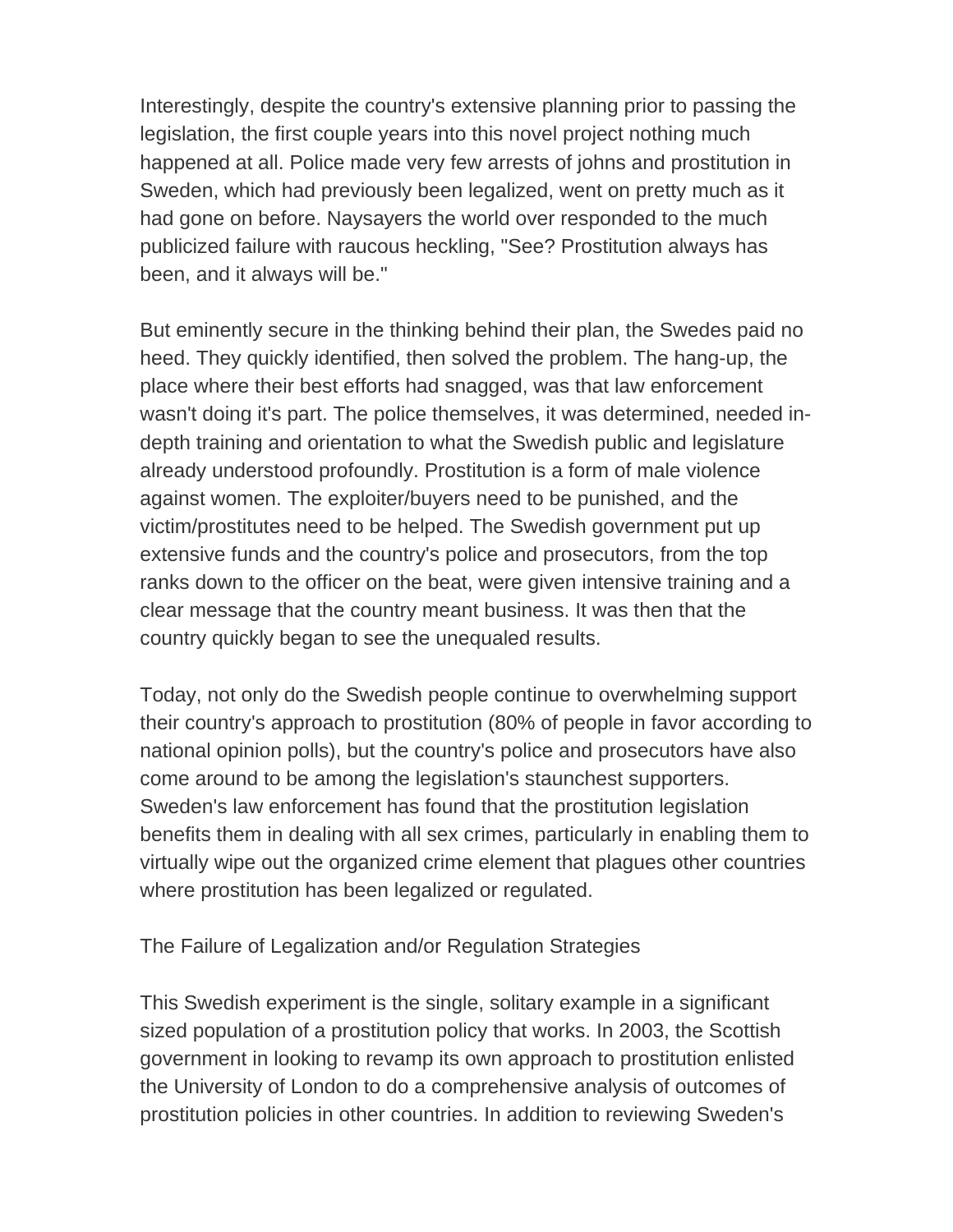Interestingly, despite the country's extensive planning prior to passing the legislation, the first couple years into this novel project nothing much happened at all. Police made very few arrests of johns and prostitution in Sweden, which had previously been legalized, went on pretty much as it had gone on before. Naysayers the world over responded to the much publicized failure with raucous heckling, "See? Prostitution always has been, and it always will be."

But eminently secure in the thinking behind their plan, the Swedes paid no heed. They quickly identified, then solved the problem. The hang-up, the place where their best efforts had snagged, was that law enforcement wasn't doing it's part. The police themselves, it was determined, needed in-depth training and orientation to what the Swedish public and legislature already understood profoundly. Prostitution is a form of male violence against women. The exploiter/buyers need to be punished, and the victim/prostitutes need to be helped. The Swedish government put up extensive funds and the country's police and prosecutors, from the top ranks down to the officer on the beat, were given intensive training and a clear message that the country meant business. It was then that the country quickly began to see the unequaled results.

Today, not only do the Swedish people continue to overwhelming support their country's approach to prostitution (80% of people in favor according to national opinion polls), but the country's police and prosecutors have also come around to be among the legislation's staunchest supporters. Sweden's law enforcement has found that the prostitution legislation benefits them in dealing with all sex crimes, particularly in enabling them to virtually wipe out the organized crime element that plagues other countries where prostitution has been legalized or regulated.

## The Failure of Legalization and/or Regulation Strategies

This Swedish experiment is the single, solitary example in a significant sized population of a prostitution policy that works. In 2003, the Scottish government in looking to revamp its own approach to prostitution enlisted the University of London to do a comprehensive analysis of outcomes of prostitution policies in other countries. In addition to reviewing Sweden's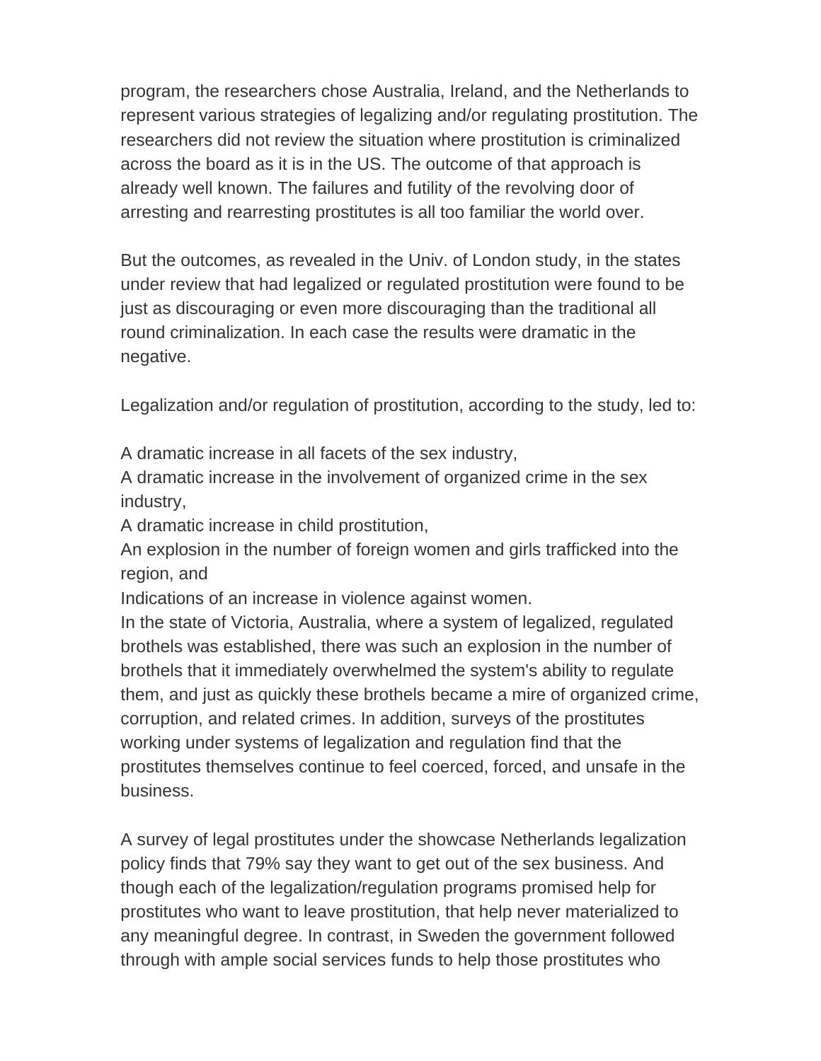program, the researchers chose Australia, Ireland, and the Netherlands to represent various strategies of legalizing and/or regulating prostitution. The researchers did not review the situation where prostitution is criminalized across the board as it is in the US. The outcome of that approach is already well known. The failures and futility of the revolving door of arresting and rearresting prostitutes is all too familiar the world over.

But the outcomes, as revealed in the Univ. of London study, in the states under review that had legalized or regulated prostitution were found to be just as discouraging or even more discouraging than the traditional all round criminalization. In each case the results were dramatic in the negative.

Legalization and/or regulation of prostitution, according to the study, led to:

A dramatic increase in all facets of the sex industry,
A dramatic increase in the involvement of organized crime in the sex industry,
A dramatic increase in child prostitution,
An explosion in the number of foreign women and girls trafficked into the region, and
Indications of an increase in violence against women.
In the state of Victoria, Australia, where a system of legalized, regulated brothels was established, there was such an explosion in the number of brothels that it immediately overwhelmed the system's ability to regulate them, and just as quickly these brothels became a mire of organized crime, corruption, and related crimes. In addition, surveys of the prostitutes working under systems of legalization and regulation find that the prostitutes themselves continue to feel coerced, forced, and unsafe in the business.

A survey of legal prostitutes under the showcase Netherlands legalization policy finds that 79% say they want to get out of the sex business. And though each of the legalization/regulation programs promised help for prostitutes who want to leave prostitution, that help never materialized to any meaningful degree. In contrast, in Sweden the government followed through with ample social services funds to help those prostitutes who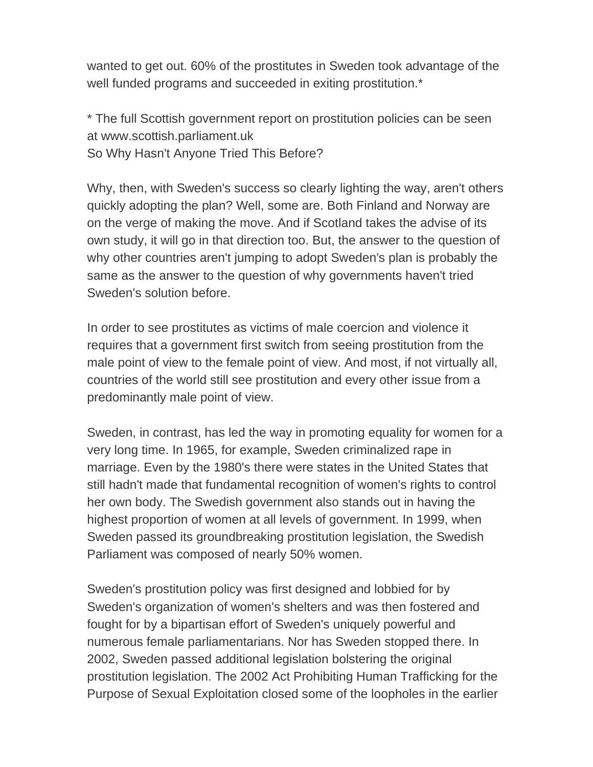wanted to get out. 60% of the prostitutes in Sweden took advantage of the well funded programs and succeeded in exiting prostitution.*

* The full Scottish government report on prostitution policies can be seen at www.scottish.parliament.uk

## So Why Hasn't Anyone Tried This Before?

Why, then, with Sweden's success so clearly lighting the way, aren't others quickly adopting the plan? Well, some are. Both Finland and Norway are on the verge of making the move. And if Scotland takes the advise of its own study, it will go in that direction too. But, the answer to the question of why other countries aren't jumping to adopt Sweden's plan is probably the same as the answer to the question of why governments haven't tried Sweden's solution before.

In order to see prostitutes as victims of male coercion and violence it requires that a government first switch from seeing prostitution from the male point of view to the female point of view. And most, if not virtually all, countries of the world still see prostitution and every other issue from a predominantly male point of view.

Sweden, in contrast, has led the way in promoting equality for women for a very long time. In 1965, for example, Sweden criminalized rape in marriage. Even by the 1980's there were states in the United States that still hadn't made that fundamental recognition of women's rights to control her own body. The Swedish government also stands out in having the highest proportion of women at all levels of government. In 1999, when Sweden passed its groundbreaking prostitution legislation, the Swedish Parliament was composed of nearly 50% women.

Sweden's prostitution policy was first designed and lobbied for by Sweden's organization of women's shelters and was then fostered and fought for by a bipartisan effort of Sweden's uniquely powerful and numerous female parliamentarians. Nor has Sweden stopped there. In 2002, Sweden passed additional legislation bolstering the original prostitution legislation. The 2002 Act Prohibiting Human Trafficking for the Purpose of Sexual Exploitation closed some of the loopholes in the earlier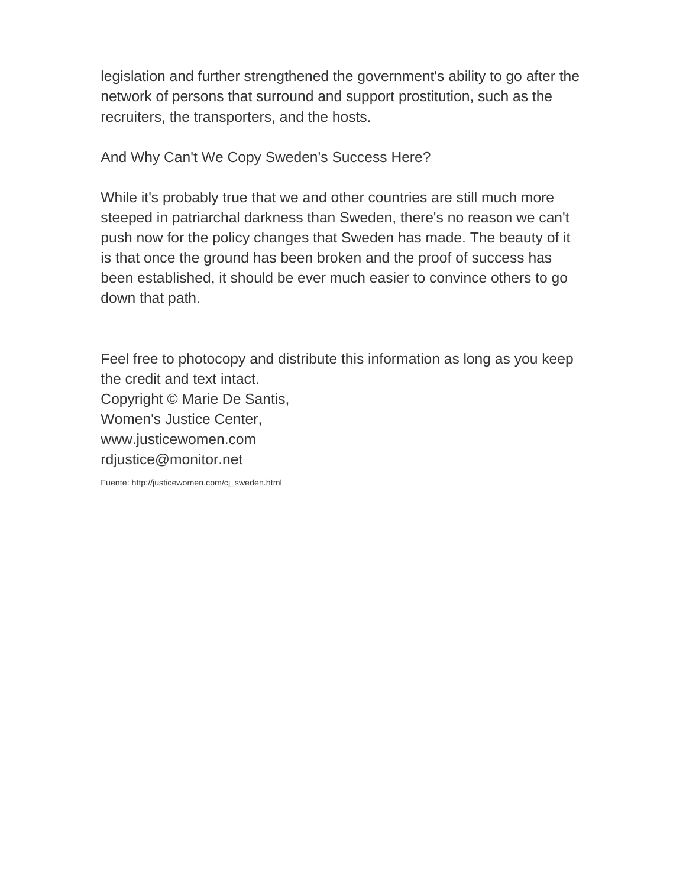legislation and further strengthened the government's ability to go after the network of persons that surround and support prostitution, such as the recruiters, the transporters, and the hosts.

## And Why Can't We Copy Sweden's Success Here?

While it's probably true that we and other countries are still much more steeped in patriarchal darkness than Sweden, there's no reason we can't push now for the policy changes that Sweden has made. The beauty of it is that once the ground has been broken and the proof of success has been established, it should be ever much easier to convince others to go down that path.

Feel free to photocopy and distribute this information as long as you keep the credit and text intact.
Copyright © Marie De Santis,
Women's Justice Center,
www.justicewomen.com
rdjustice@monitor.net

Fuente: http://justicewomen.com/cj_sweden.html